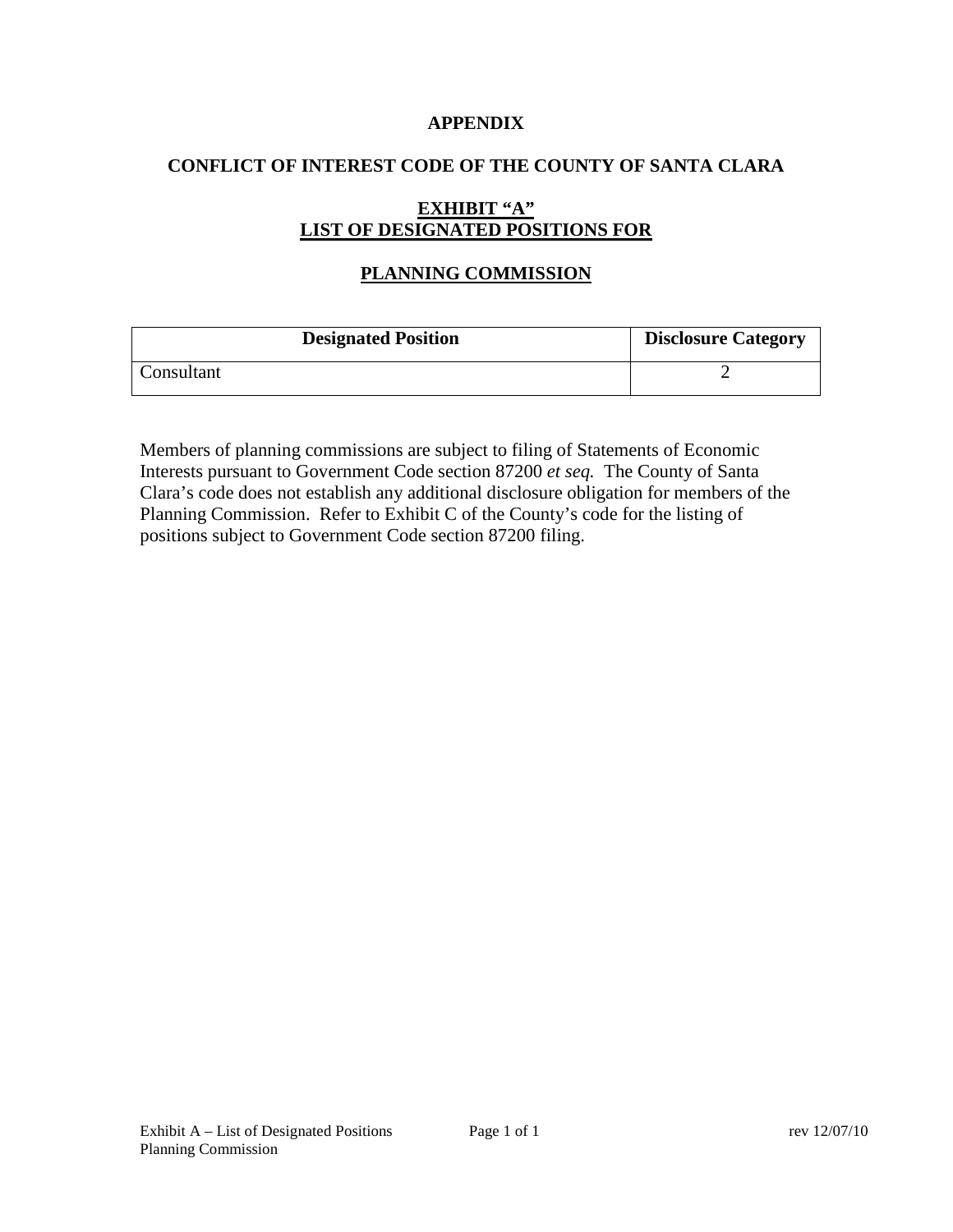**APPENDIX**

**CONFLICT OF INTEREST CODE OF THE COUNTY OF SANTA CLARA**

**EXHIBIT "A"**
**LIST OF DESIGNATED POSITIONS FOR**

**PLANNING COMMISSION**

| Designated Position | Disclosure Category |
|---|---|
| Consultant | 2 |

Members of planning commissions are subject to filing of Statements of Economic Interests pursuant to Government Code section 87200 *et seq.* The County of Santa Clara's code does not establish any additional disclosure obligation for members of the Planning Commission. Refer to Exhibit C of the County's code for the listing of positions subject to Government Code section 87200 filing.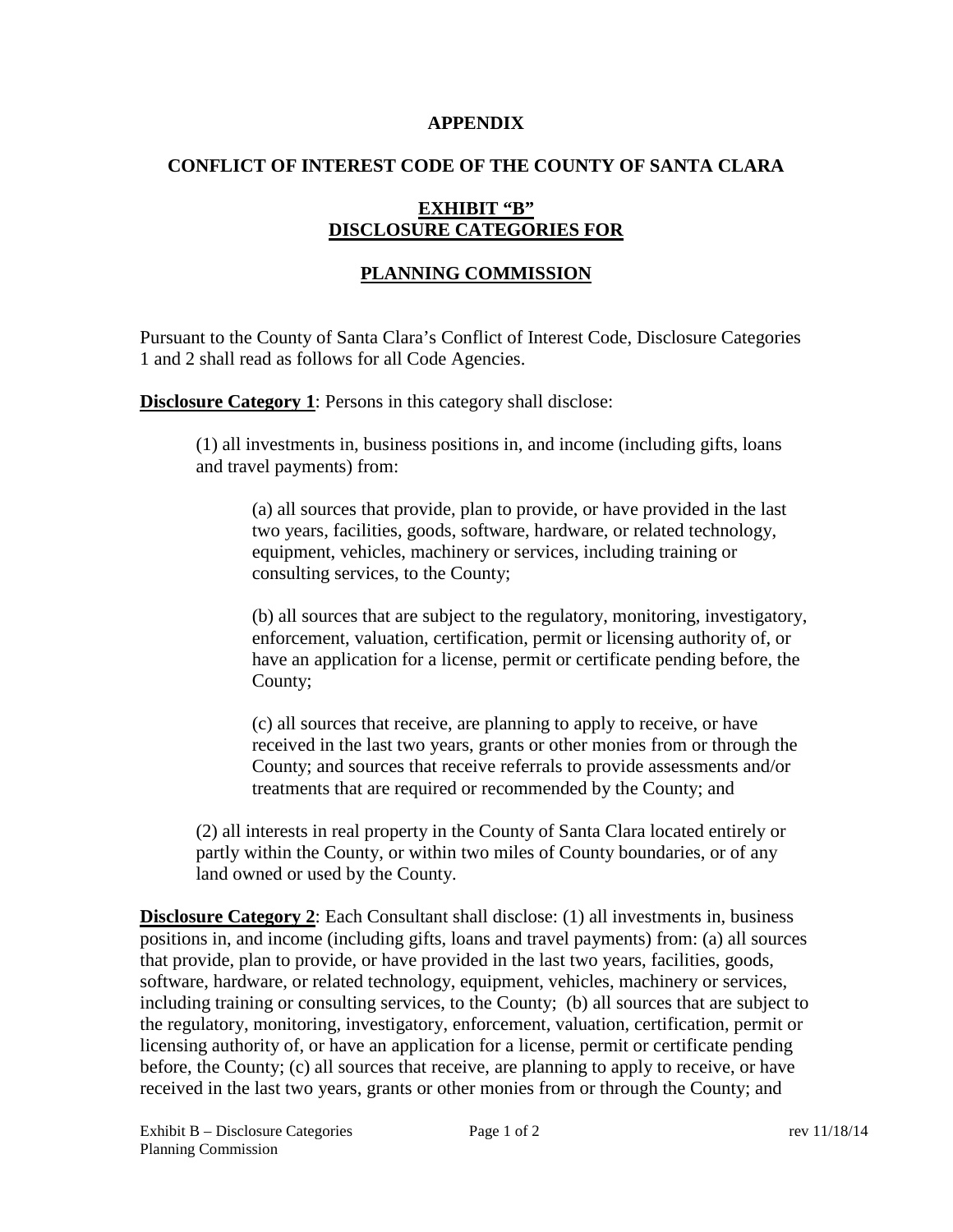**APPENDIX**

**CONFLICT OF INTEREST CODE OF THE COUNTY OF SANTA CLARA**

**EXHIBIT "B"**
**DISCLOSURE CATEGORIES FOR**

**PLANNING COMMISSION**

Pursuant to the County of Santa Clara's Conflict of Interest Code, Disclosure Categories 1 and 2 shall read as follows for all Code Agencies.

**Disclosure Category 1**: Persons in this category shall disclose:

(1) all investments in, business positions in, and income (including gifts, loans and travel payments) from:

(a) all sources that provide, plan to provide, or have provided in the last two years, facilities, goods, software, hardware, or related technology, equipment, vehicles, machinery or services, including training or consulting services, to the County;

(b) all sources that are subject to the regulatory, monitoring, investigatory, enforcement, valuation, certification, permit or licensing authority of, or have an application for a license, permit or certificate pending before, the County;

(c) all sources that receive, are planning to apply to receive, or have received in the last two years, grants or other monies from or through the County; and sources that receive referrals to provide assessments and/or treatments that are required or recommended by the County; and

(2) all interests in real property in the County of Santa Clara located entirely or partly within the County, or within two miles of County boundaries, or of any land owned or used by the County.

**Disclosure Category 2**: Each Consultant shall disclose: (1) all investments in, business positions in, and income (including gifts, loans and travel payments) from: (a) all sources that provide, plan to provide, or have provided in the last two years, facilities, goods, software, hardware, or related technology, equipment, vehicles, machinery or services, including training or consulting services, to the County; (b) all sources that are subject to the regulatory, monitoring, investigatory, enforcement, valuation, certification, permit or licensing authority of, or have an application for a license, permit or certificate pending before, the County; (c) all sources that receive, are planning to apply to receive, or have received in the last two years, grants or other monies from or through the County; and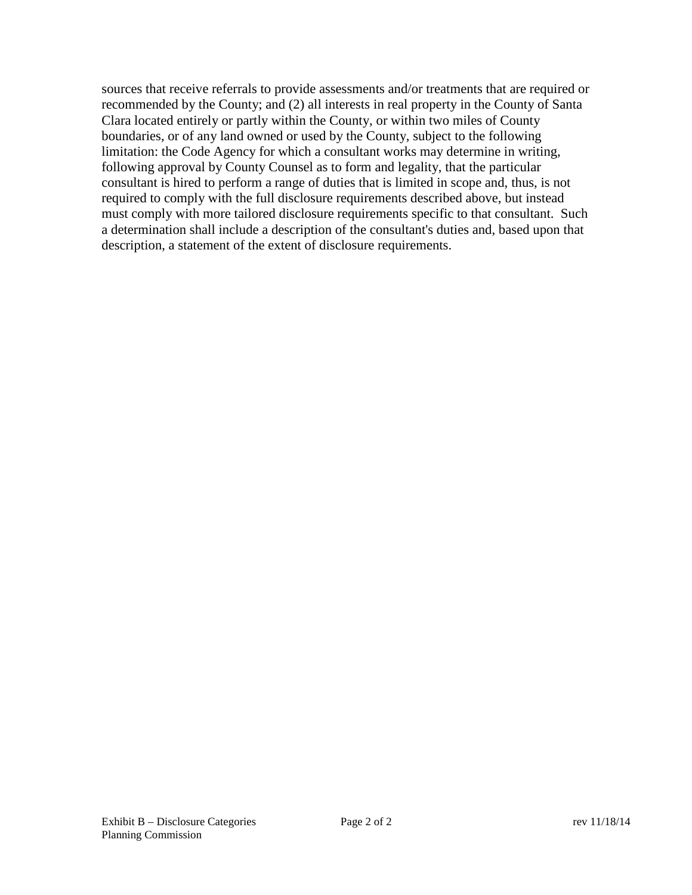sources that receive referrals to provide assessments and/or treatments that are required or recommended by the County; and (2) all interests in real property in the County of Santa Clara located entirely or partly within the County, or within two miles of County boundaries, or of any land owned or used by the County, subject to the following limitation: the Code Agency for which a consultant works may determine in writing, following approval by County Counsel as to form and legality, that the particular consultant is hired to perform a range of duties that is limited in scope and, thus, is not required to comply with the full disclosure requirements described above, but instead must comply with more tailored disclosure requirements specific to that consultant. Such a determination shall include a description of the consultant's duties and, based upon that description, a statement of the extent of disclosure requirements.